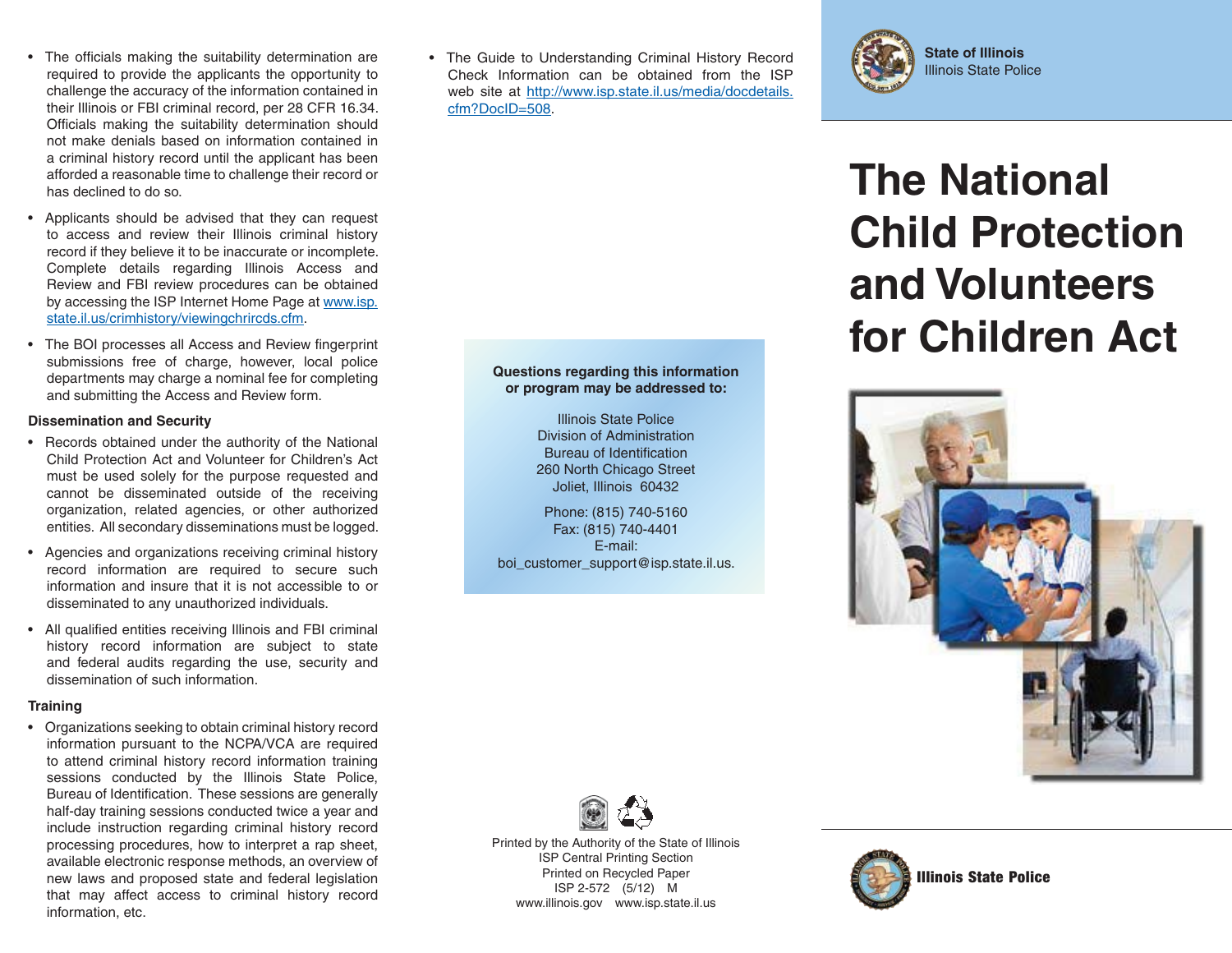- The officials making the suitability determination are required to provide the applicants the opportunity to challenge the accuracy of the information contained in their Illinois or FBI criminal record, per 28 CFR 16.34. Officials making the suitability determination should not make denials based on information contained in a criminal history record until the applicant has been afforded a reasonable time to challenge their record or has declined to do so.
- Applicants should be advised that they can request to access and review their Illinois criminal history record if they believe it to be inaccurate or incomplete. Complete details regarding Illinois Access and Review and FBI review procedures can be obtained by accessing the ISP Internet Home Page at www.isp.state.il.us/crimhistory/viewingchrircds.cfm.
- The BOI processes all Access and Review fingerprint submissions free of charge, however, local police departments may charge a nominal fee for completing and submitting the Access and Review form.

**Dissemination and Security**

- Records obtained under the authority of the National Child Protection Act and Volunteer for Children's Act must be used solely for the purpose requested and cannot be disseminated outside of the receiving organization, related agencies, or other authorized entities. All secondary disseminations must be logged.
- Agencies and organizations receiving criminal history record information are required to secure such information and insure that it is not accessible to or disseminated to any unauthorized individuals.
- All qualified entities receiving Illinois and FBI criminal history record information are subject to state and federal audits regarding the use, security and dissemination of such information.

**Training**

- Organizations seeking to obtain criminal history record information pursuant to the NCPA/VCA are required to attend criminal history record information training sessions conducted by the Illinois State Police, Bureau of Identification. These sessions are generally half-day training sessions conducted twice a year and include instruction regarding criminal history record processing procedures, how to interpret a rap sheet, available electronic response methods, an overview of new laws and proposed state and federal legislation that may affect access to criminal history record information, etc.
- The Guide to Understanding Criminal History Record Check Information can be obtained from the ISP web site at http://www.isp.state.il.us/media/docdetails.cfm?DocID=508.

**Questions regarding this information or program may be addressed to:**

Illinois State Police
Division of Administration
Bureau of Identification
260 North Chicago Street
Joliet, Illinois 60432

Phone: (815) 740-5160
Fax: (815) 740-4401
E-mail:
boi_customer_support@isp.state.il.us.

Printed by the Authority of the State of Illinois
ISP Central Printing Section
Printed on Recycled Paper
ISP 2-572 (5/12) M
www.illinois.gov www.isp.state.il.us

**State of Illinois**
Illinois State Police

# The National Child Protection and Volunteers for Children Act

**Illinois State Police**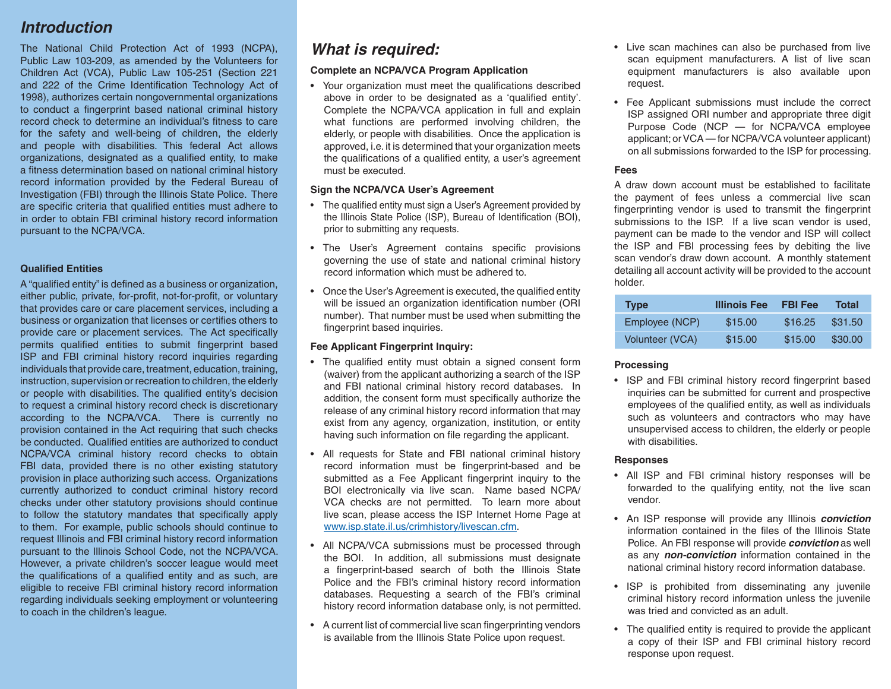## *Introduction*

The National Child Protection Act of 1993 (NCPA), Public Law 103-209, as amended by the Volunteers for Children Act (VCA), Public Law 105-251 (Section 221 and 222 of the Crime Identification Technology Act of 1998), authorizes certain nongovernmental organizations to conduct a fingerprint based national criminal history record check to determine an individual's fitness to care for the safety and well-being of children, the elderly and people with disabilities. This federal Act allows organizations, designated as a qualified entity, to make a fitness determination based on national criminal history record information provided by the Federal Bureau of Investigation (FBI) through the Illinois State Police. There are specific criteria that qualified entities must adhere to in order to obtain FBI criminal history record information pursuant to the NCPA/VCA.

### Qualified Entities

A "qualified entity" is defined as a business or organization, either public, private, for-profit, not-for-profit, or voluntary that provides care or care placement services, including a business or organization that licenses or certifies others to provide care or placement services. The Act specifically permits qualified entities to submit fingerprint based ISP and FBI criminal history record inquiries regarding individuals that provide care, treatment, education, training, instruction, supervision or recreation to children, the elderly or people with disabilities. The qualified entity's decision to request a criminal history record check is discretionary according to the NCPA/VCA. There is currently no provision contained in the Act requiring that such checks be conducted. Qualified entities are authorized to conduct NCPA/VCA criminal history record checks to obtain FBI data, provided there is no other existing statutory provision in place authorizing such access. Organizations currently authorized to conduct criminal history record checks under other statutory provisions should continue to follow the statutory mandates that specifically apply to them. For example, public schools should continue to request Illinois and FBI criminal history record information pursuant to the Illinois School Code, not the NCPA/VCA. However, a private children's soccer league would meet the qualifications of a qualified entity and as such, are eligible to receive FBI criminal history record information regarding individuals seeking employment or volunteering to coach in the children's league.

## *What is required:*

### Complete an NCPA/VCA Program Application

- Your organization must meet the qualifications described above in order to be designated as a 'qualified entity'. Complete the NCPA/VCA application in full and explain what functions are performed involving children, the elderly, or people with disabilities. Once the application is approved, i.e. it is determined that your organization meets the qualifications of a qualified entity, a user's agreement must be executed.

### Sign the NCPA/VCA User's Agreement

- The qualified entity must sign a User's Agreement provided by the Illinois State Police (ISP), Bureau of Identification (BOI), prior to submitting any requests.
- The User's Agreement contains specific provisions governing the use of state and national criminal history record information which must be adhered to.
- Once the User's Agreement is executed, the qualified entity will be issued an organization identification number (ORI number). That number must be used when submitting the fingerprint based inquiries.

### Fee Applicant Fingerprint Inquiry:

- The qualified entity must obtain a signed consent form (waiver) from the applicant authorizing a search of the ISP and FBI national criminal history record databases. In addition, the consent form must specifically authorize the release of any criminal history record information that may exist from any agency, organization, institution, or entity having such information on file regarding the applicant.
- All requests for State and FBI national criminal history record information must be fingerprint-based and be submitted as a Fee Applicant fingerprint inquiry to the BOI electronically via live scan. Name based NCPA/VCA checks are not permitted. To learn more about live scan, please access the ISP Internet Home Page at www.isp.state.il.us/crimhistory/livescan.cfm.
- All NCPA/VCA submissions must be processed through the BOI. In addition, all submissions must designate a fingerprint-based search of both the Illinois State Police and the FBI's criminal history record information databases. Requesting a search of the FBI's criminal history record information database only, is not permitted.
- A current list of commercial live scan fingerprinting vendors is available from the Illinois State Police upon request.
- Live scan machines can also be purchased from live scan equipment manufacturers. A list of live scan equipment manufacturers is also available upon request.
- Fee Applicant submissions must include the correct ISP assigned ORI number and appropriate three digit Purpose Code (NCP — for NCPA/VCA employee applicant; or VCA — for NCPA/VCA volunteer applicant) on all submissions forwarded to the ISP for processing.

### Fees

A draw down account must be established to facilitate the payment of fees unless a commercial live scan fingerprinting vendor is used to transmit the fingerprint submissions to the ISP. If a live scan vendor is used, payment can be made to the vendor and ISP will collect the ISP and FBI processing fees by debiting the live scan vendor's draw down account. A monthly statement detailing all account activity will be provided to the account holder.

| Type | Illinois Fee | FBI Fee | Total |
|---|---|---|---|
| Employee (NCP) | $15.00 | $16.25 | $31.50 |
| Volunteer (VCA) | $15.00 | $15.00 | $30.00 |

### Processing

- ISP and FBI criminal history record fingerprint based inquiries can be submitted for current and prospective employees of the qualified entity, as well as individuals such as volunteers and contractors who may have unsupervised access to children, the elderly or people with disabilities.

### Responses

- All ISP and FBI criminal history responses will be forwarded to the qualifying entity, not the live scan vendor.
- An ISP response will provide any Illinois ***conviction*** information contained in the files of the Illinois State Police. An FBI response will provide ***conviction*** as well as any ***non-conviction*** information contained in the national criminal history record information database.
- ISP is prohibited from disseminating any juvenile criminal history record information unless the juvenile was tried and convicted as an adult.
- The qualified entity is required to provide the applicant a copy of their ISP and FBI criminal history record response upon request.